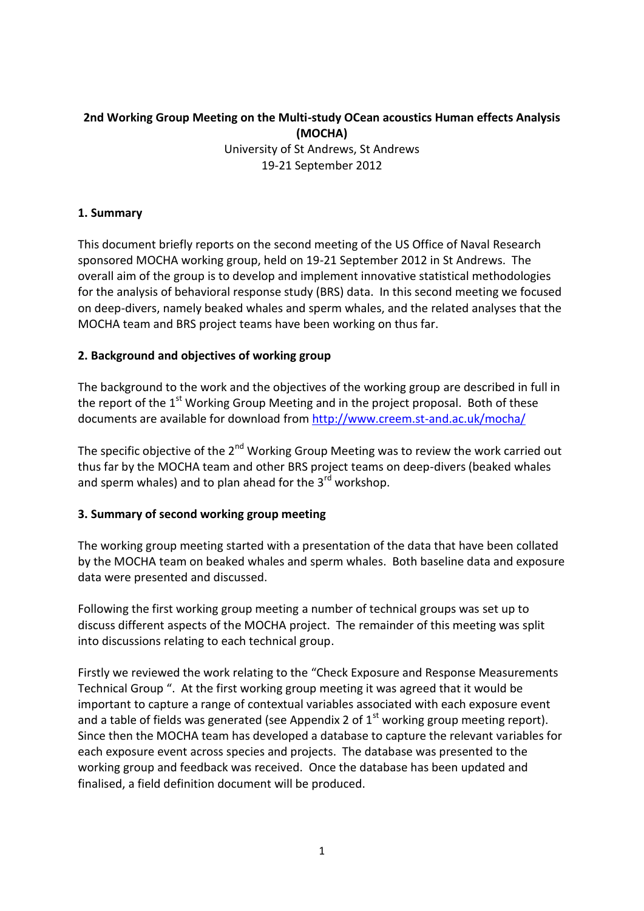# 2nd Working Group Meeting on the Multi-study OCean acoustics Human effects Analysis (MOCHA)

University of St Andrews, St Andrews
19-21 September 2012

## 1. Summary

This document briefly reports on the second meeting of the US Office of Naval Research sponsored MOCHA working group, held on 19-21 September 2012 in St Andrews. The overall aim of the group is to develop and implement innovative statistical methodologies for the analysis of behavioral response study (BRS) data. In this second meeting we focused on deep-divers, namely beaked whales and sperm whales, and the related analyses that the MOCHA team and BRS project teams have been working on thus far.

## 2. Background and objectives of working group

The background to the work and the objectives of the working group are described in full in the report of the 1st Working Group Meeting and in the project proposal. Both of these documents are available for download from http://www.creem.st-and.ac.uk/mocha/

The specific objective of the 2nd Working Group Meeting was to review the work carried out thus far by the MOCHA team and other BRS project teams on deep-divers (beaked whales and sperm whales) and to plan ahead for the 3rd workshop.

## 3. Summary of second working group meeting

The working group meeting started with a presentation of the data that have been collated by the MOCHA team on beaked whales and sperm whales. Both baseline data and exposure data were presented and discussed.

Following the first working group meeting a number of technical groups was set up to discuss different aspects of the MOCHA project. The remainder of this meeting was split into discussions relating to each technical group.

Firstly we reviewed the work relating to the "Check Exposure and Response Measurements Technical Group ". At the first working group meeting it was agreed that it would be important to capture a range of contextual variables associated with each exposure event and a table of fields was generated (see Appendix 2 of 1st working group meeting report). Since then the MOCHA team has developed a database to capture the relevant variables for each exposure event across species and projects. The database was presented to the working group and feedback was received. Once the database has been updated and finalised, a field definition document will be produced.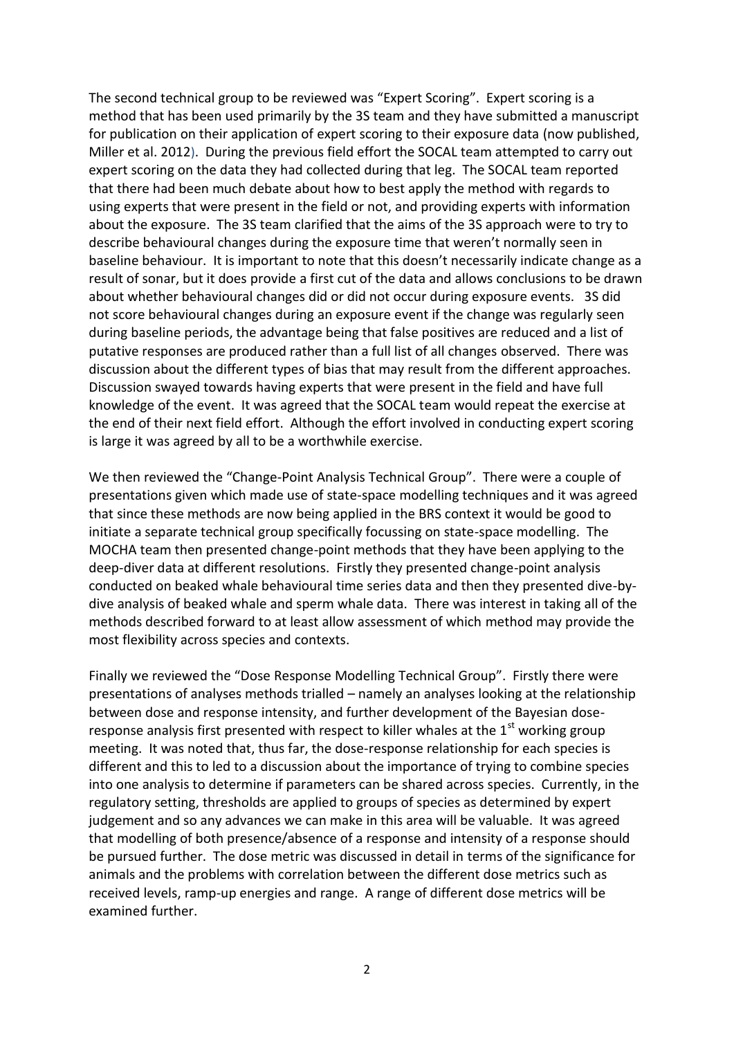The second technical group to be reviewed was "Expert Scoring". Expert scoring is a method that has been used primarily by the 3S team and they have submitted a manuscript for publication on their application of expert scoring to their exposure data (now published, Miller et al. 2012). During the previous field effort the SOCAL team attempted to carry out expert scoring on the data they had collected during that leg. The SOCAL team reported that there had been much debate about how to best apply the method with regards to using experts that were present in the field or not, and providing experts with information about the exposure. The 3S team clarified that the aims of the 3S approach were to try to describe behavioural changes during the exposure time that weren't normally seen in baseline behaviour. It is important to note that this doesn't necessarily indicate change as a result of sonar, but it does provide a first cut of the data and allows conclusions to be drawn about whether behavioural changes did or did not occur during exposure events. 3S did not score behavioural changes during an exposure event if the change was regularly seen during baseline periods, the advantage being that false positives are reduced and a list of putative responses are produced rather than a full list of all changes observed. There was discussion about the different types of bias that may result from the different approaches. Discussion swayed towards having experts that were present in the field and have full knowledge of the event. It was agreed that the SOCAL team would repeat the exercise at the end of their next field effort. Although the effort involved in conducting expert scoring is large it was agreed by all to be a worthwhile exercise.

We then reviewed the "Change-Point Analysis Technical Group". There were a couple of presentations given which made use of state-space modelling techniques and it was agreed that since these methods are now being applied in the BRS context it would be good to initiate a separate technical group specifically focussing on state-space modelling. The MOCHA team then presented change-point methods that they have been applying to the deep-diver data at different resolutions. Firstly they presented change-point analysis conducted on beaked whale behavioural time series data and then they presented dive-by-dive analysis of beaked whale and sperm whale data. There was interest in taking all of the methods described forward to at least allow assessment of which method may provide the most flexibility across species and contexts.

Finally we reviewed the "Dose Response Modelling Technical Group". Firstly there were presentations of analyses methods trialled – namely an analyses looking at the relationship between dose and response intensity, and further development of the Bayesian dose-response analysis first presented with respect to killer whales at the 1st working group meeting. It was noted that, thus far, the dose-response relationship for each species is different and this to led to a discussion about the importance of trying to combine species into one analysis to determine if parameters can be shared across species. Currently, in the regulatory setting, thresholds are applied to groups of species as determined by expert judgement and so any advances we can make in this area will be valuable. It was agreed that modelling of both presence/absence of a response and intensity of a response should be pursued further. The dose metric was discussed in detail in terms of the significance for animals and the problems with correlation between the different dose metrics such as received levels, ramp-up energies and range. A range of different dose metrics will be examined further.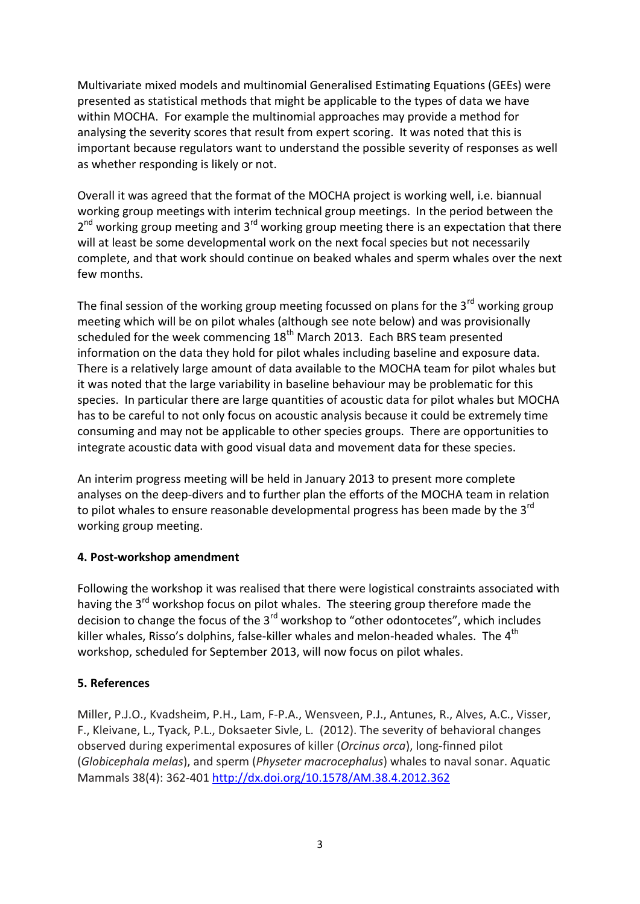Multivariate mixed models and multinomial Generalised Estimating Equations (GEEs) were presented as statistical methods that might be applicable to the types of data we have within MOCHA. For example the multinomial approaches may provide a method for analysing the severity scores that result from expert scoring. It was noted that this is important because regulators want to understand the possible severity of responses as well as whether responding is likely or not.

Overall it was agreed that the format of the MOCHA project is working well, i.e. biannual working group meetings with interim technical group meetings. In the period between the 2nd working group meeting and 3rd working group meeting there is an expectation that there will at least be some developmental work on the next focal species but not necessarily complete, and that work should continue on beaked whales and sperm whales over the next few months.

The final session of the working group meeting focussed on plans for the 3rd working group meeting which will be on pilot whales (although see note below) and was provisionally scheduled for the week commencing 18th March 2013. Each BRS team presented information on the data they hold for pilot whales including baseline and exposure data. There is a relatively large amount of data available to the MOCHA team for pilot whales but it was noted that the large variability in baseline behaviour may be problematic for this species. In particular there are large quantities of acoustic data for pilot whales but MOCHA has to be careful to not only focus on acoustic analysis because it could be extremely time consuming and may not be applicable to other species groups. There are opportunities to integrate acoustic data with good visual data and movement data for these species.

An interim progress meeting will be held in January 2013 to present more complete analyses on the deep-divers and to further plan the efforts of the MOCHA team in relation to pilot whales to ensure reasonable developmental progress has been made by the 3rd working group meeting.

### 4. Post-workshop amendment

Following the workshop it was realised that there were logistical constraints associated with having the 3rd workshop focus on pilot whales. The steering group therefore made the decision to change the focus of the 3rd workshop to "other odontocetes", which includes killer whales, Risso's dolphins, false-killer whales and melon-headed whales. The 4th workshop, scheduled for September 2013, will now focus on pilot whales.

### 5. References

Miller, P.J.O., Kvadsheim, P.H., Lam, F-P.A., Wensveen, P.J., Antunes, R., Alves, A.C., Visser, F., Kleivane, L., Tyack, P.L., Doksaeter Sivle, L. (2012). The severity of behavioral changes observed during experimental exposures of killer (*Orcinus orca*), long-finned pilot (*Globicephala melas*), and sperm (*Physeter macrocephalus*) whales to naval sonar. Aquatic Mammals 38(4): 362-401 http://dx.doi.org/10.1578/AM.38.4.2012.362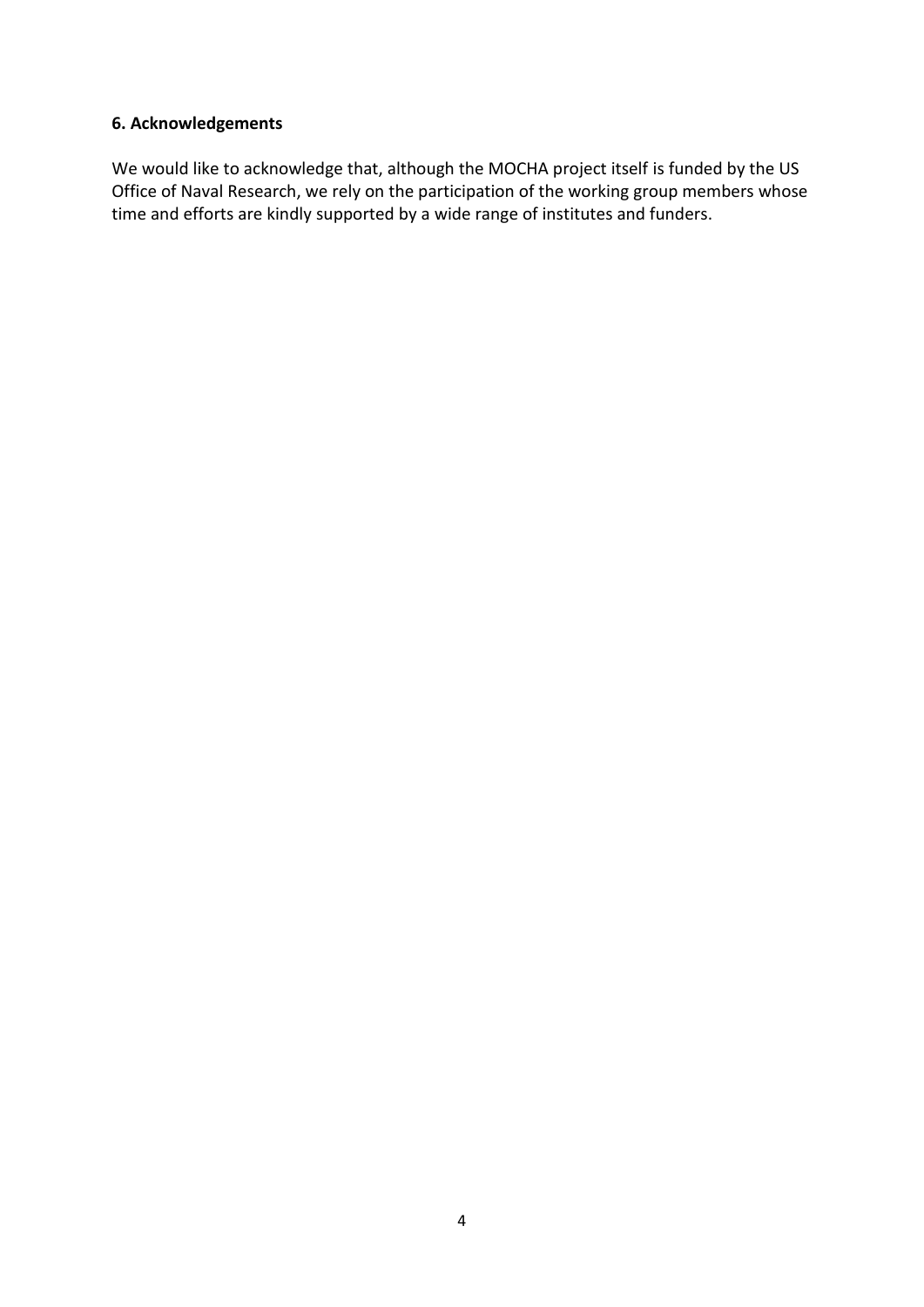## 6. Acknowledgements

We would like to acknowledge that, although the MOCHA project itself is funded by the US Office of Naval Research, we rely on the participation of the working group members whose time and efforts are kindly supported by a wide range of institutes and funders.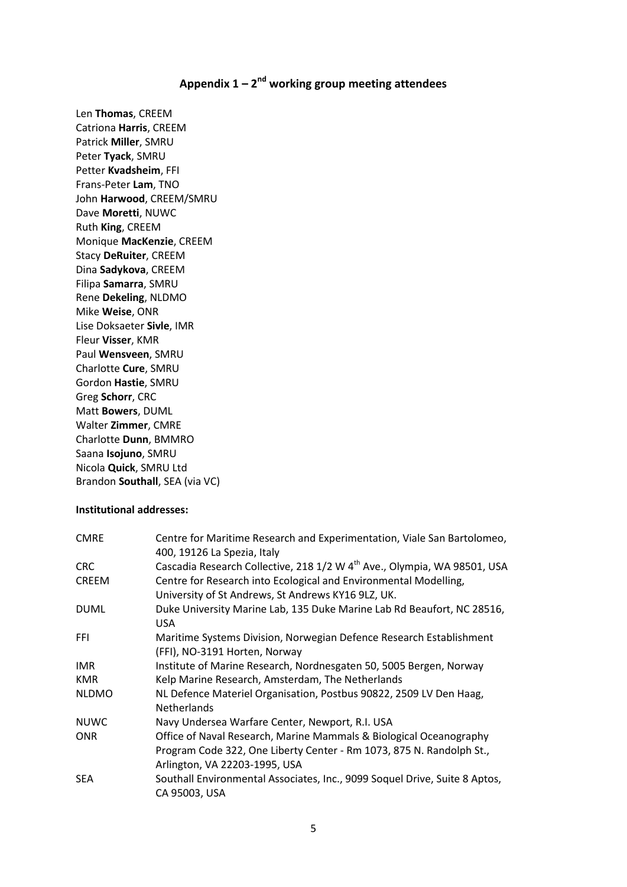## Appendix 1 – 2nd working group meeting attendees

Len **Thomas**, CREEM
Catriona **Harris**, CREEM
Patrick **Miller**, SMRU
Peter **Tyack**, SMRU
Petter **Kvadsheim**, FFI
Frans-Peter **Lam**, TNO
John **Harwood**, CREEM/SMRU
Dave **Moretti**, NUWC
Ruth **King**, CREEM
Monique **MacKenzie**, CREEM
Stacy **DeRuiter**, CREEM
Dina **Sadykova**, CREEM
Filipa **Samarra**, SMRU
Rene **Dekeling**, NLDMO
Mike **Weise**, ONR
Lise Doksaeter **Sivle**, IMR
Fleur **Visser**, KMR
Paul **Wensveen**, SMRU
Charlotte **Cure**, SMRU
Gordon **Hastie**, SMRU
Greg **Schorr**, CRC
Matt **Bowers**, DUML
Walter **Zimmer**, CMRE
Charlotte **Dunn**, BMMRO
Saana **Isojuno**, SMRU
Nicola **Quick**, SMRU Ltd
Brandon **Southall**, SEA (via VC)

**Institutional addresses:**

| | |
|---|---|
| CMRE | Centre for Maritime Research and Experimentation, Viale San Bartolomeo, 400, 19126 La Spezia, Italy |
| CRC | Cascadia Research Collective, 218 1/2 W 4th Ave., Olympia, WA 98501, USA |
| CREEM | Centre for Research into Ecological and Environmental Modelling, University of St Andrews, St Andrews KY16 9LZ, UK. |
| DUML | Duke University Marine Lab, 135 Duke Marine Lab Rd Beaufort, NC 28516, USA |
| FFI | Maritime Systems Division, Norwegian Defence Research Establishment (FFI), NO-3191 Horten, Norway |
| IMR | Institute of Marine Research, Nordnesgaten 50, 5005 Bergen, Norway |
| KMR | Kelp Marine Research, Amsterdam, The Netherlands |
| NLDMO | NL Defence Materiel Organisation, Postbus 90822, 2509 LV Den Haag, Netherlands |
| NUWC | Navy Undersea Warfare Center, Newport, R.I. USA |
| ONR | Office of Naval Research, Marine Mammals & Biological Oceanography Program Code 322, One Liberty Center - Rm 1073, 875 N. Randolph St., Arlington, VA 22203-1995, USA |
| SEA | Southall Environmental Associates, Inc., 9099 Soquel Drive, Suite 8 Aptos, CA 95003, USA |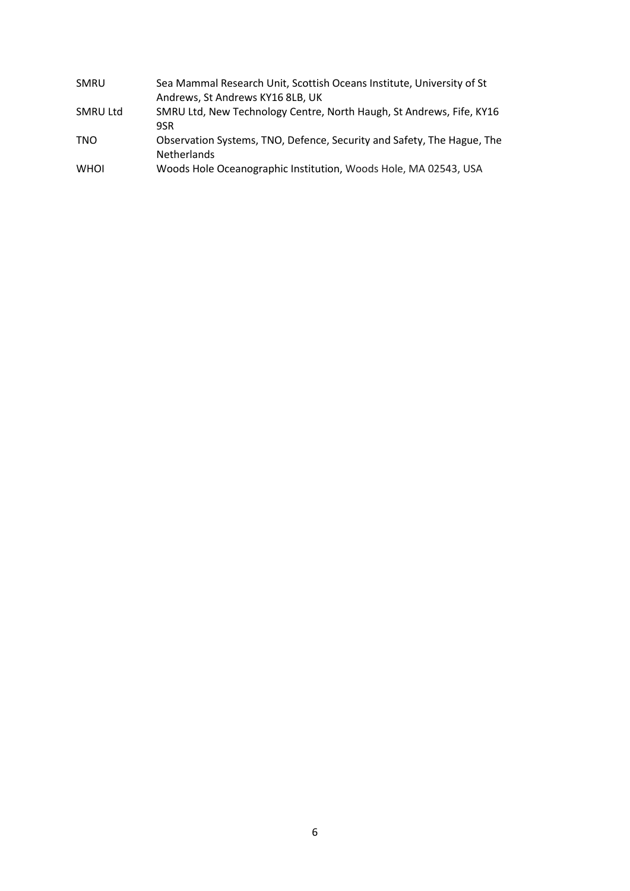| | |
|---|---|
| SMRU | Sea Mammal Research Unit, Scottish Oceans Institute, University of St Andrews, St Andrews KY16 8LB, UK |
| SMRU Ltd | SMRU Ltd, New Technology Centre, North Haugh, St Andrews, Fife, KY16 9SR |
| TNO | Observation Systems, TNO, Defence, Security and Safety, The Hague, The Netherlands |
| WHOI | Woods Hole Oceanographic Institution, Woods Hole, MA 02543, USA |